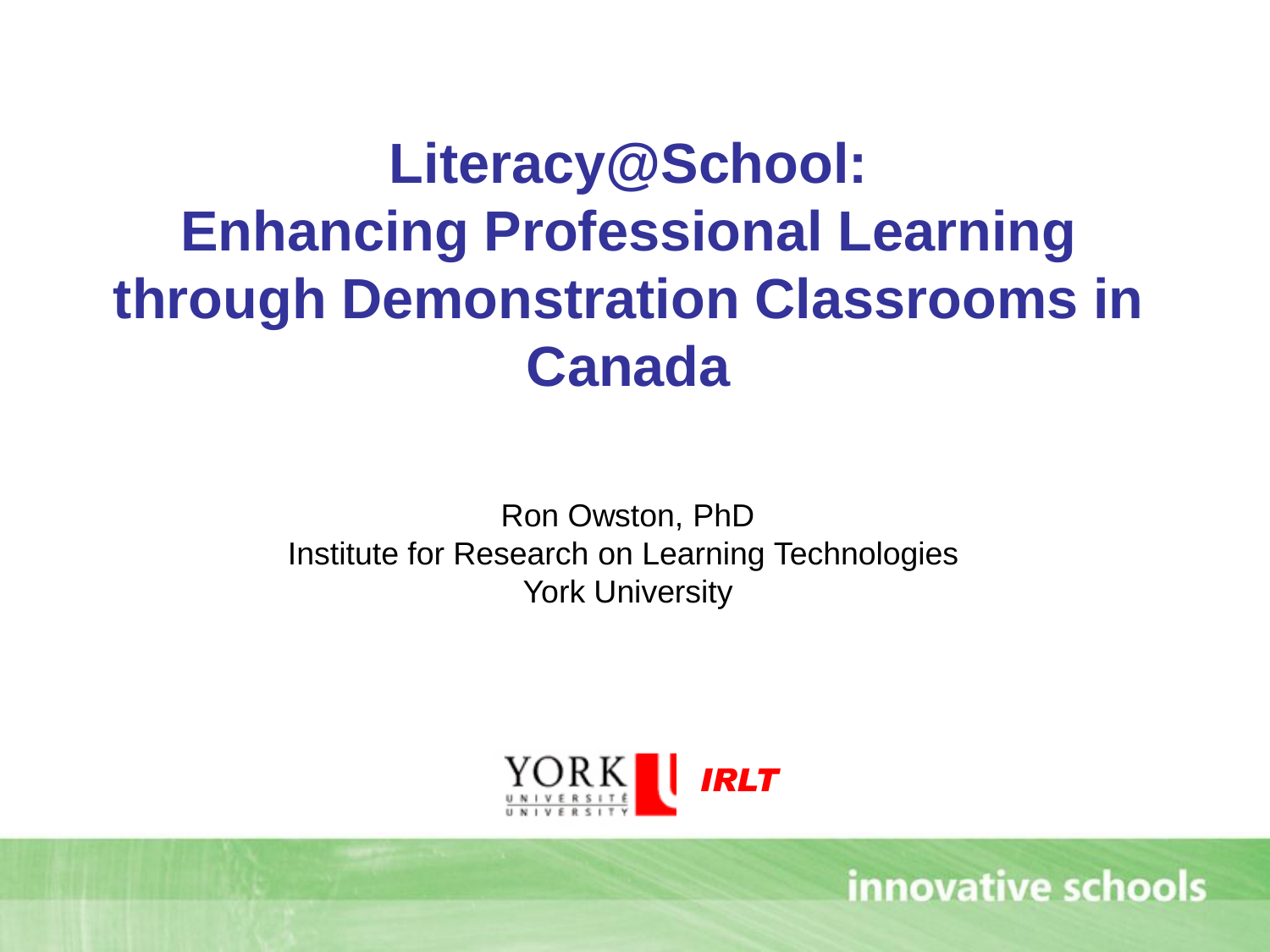# Literacy@School: Enhancing Professional Learning through Demonstration Classrooms in Canada

Ron Owston, PhD
Institute for Research on Learning Technologies
York University

YORK UNIVERSITÉ UNIVERSITY *IRLT*

innovative schools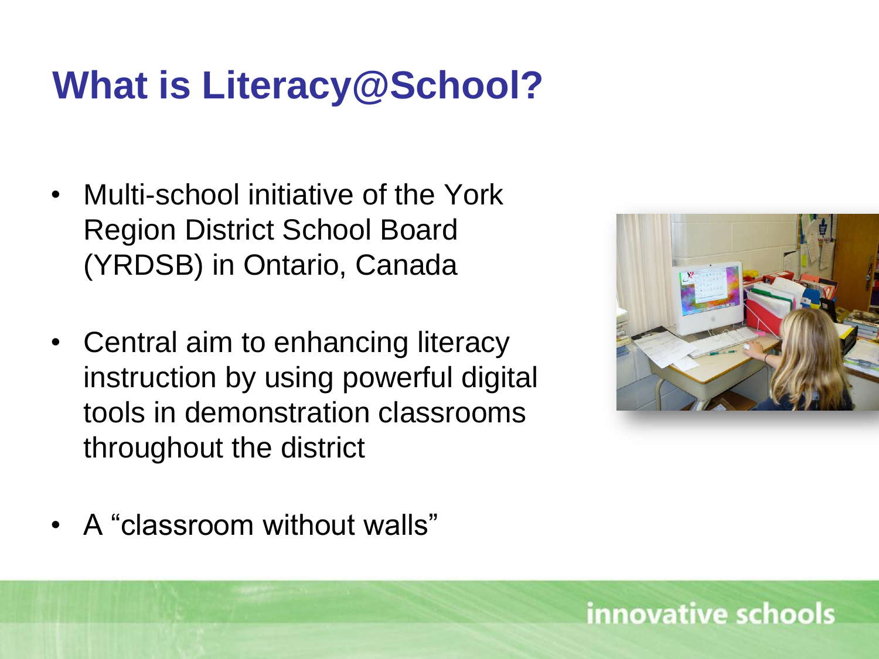# What is Literacy@School?

- Multi-school initiative of the York Region District School Board (YRDSB) in Ontario, Canada
- Central aim to enhancing literacy instruction by using powerful digital tools in demonstration classrooms throughout the district
- A “classroom without walls”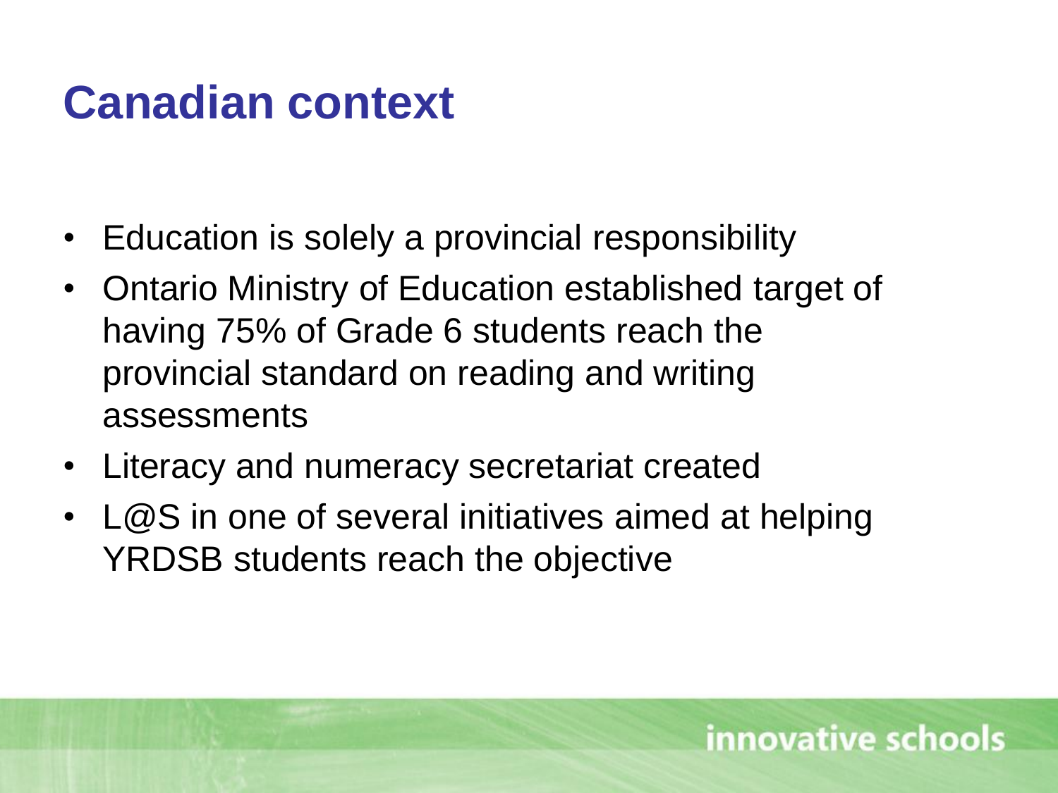# Canadian context

- Education is solely a provincial responsibility
- Ontario Ministry of Education established target of having 75% of Grade 6 students reach the provincial standard on reading and writing assessments
- Literacy and numeracy secretariat created
- L@S in one of several initiatives aimed at helping YRDSB students reach the objective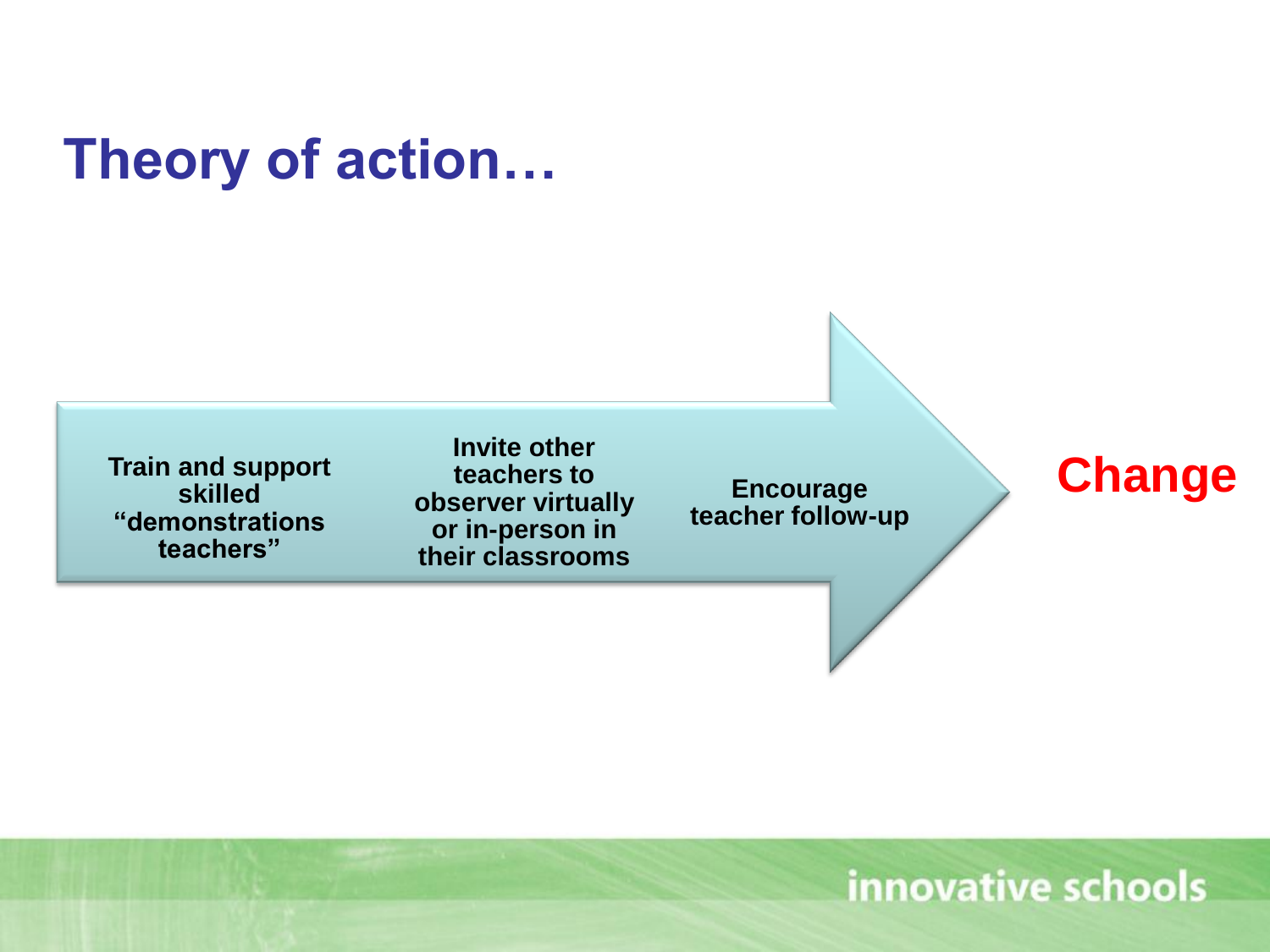# Theory of action…

Train and support skilled “demonstrations teachers”

Invite other teachers to observer virtually or in-person in their classrooms

Encourage teacher follow-up

**Change**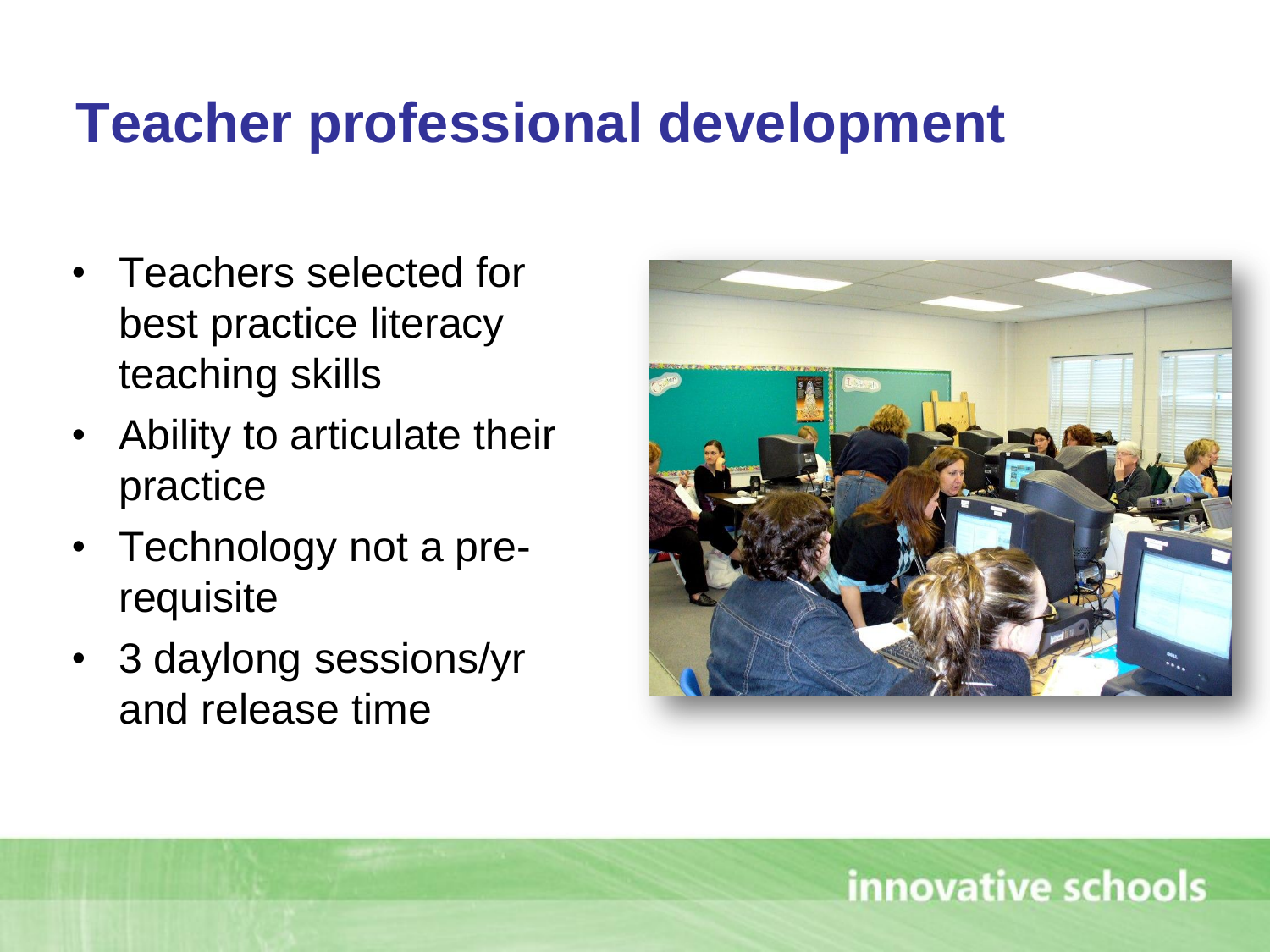# Teacher professional development

- Teachers selected for best practice literacy teaching skills
- Ability to articulate their practice
- Technology not a pre-requisite
- 3 daylong sessions/yr and release time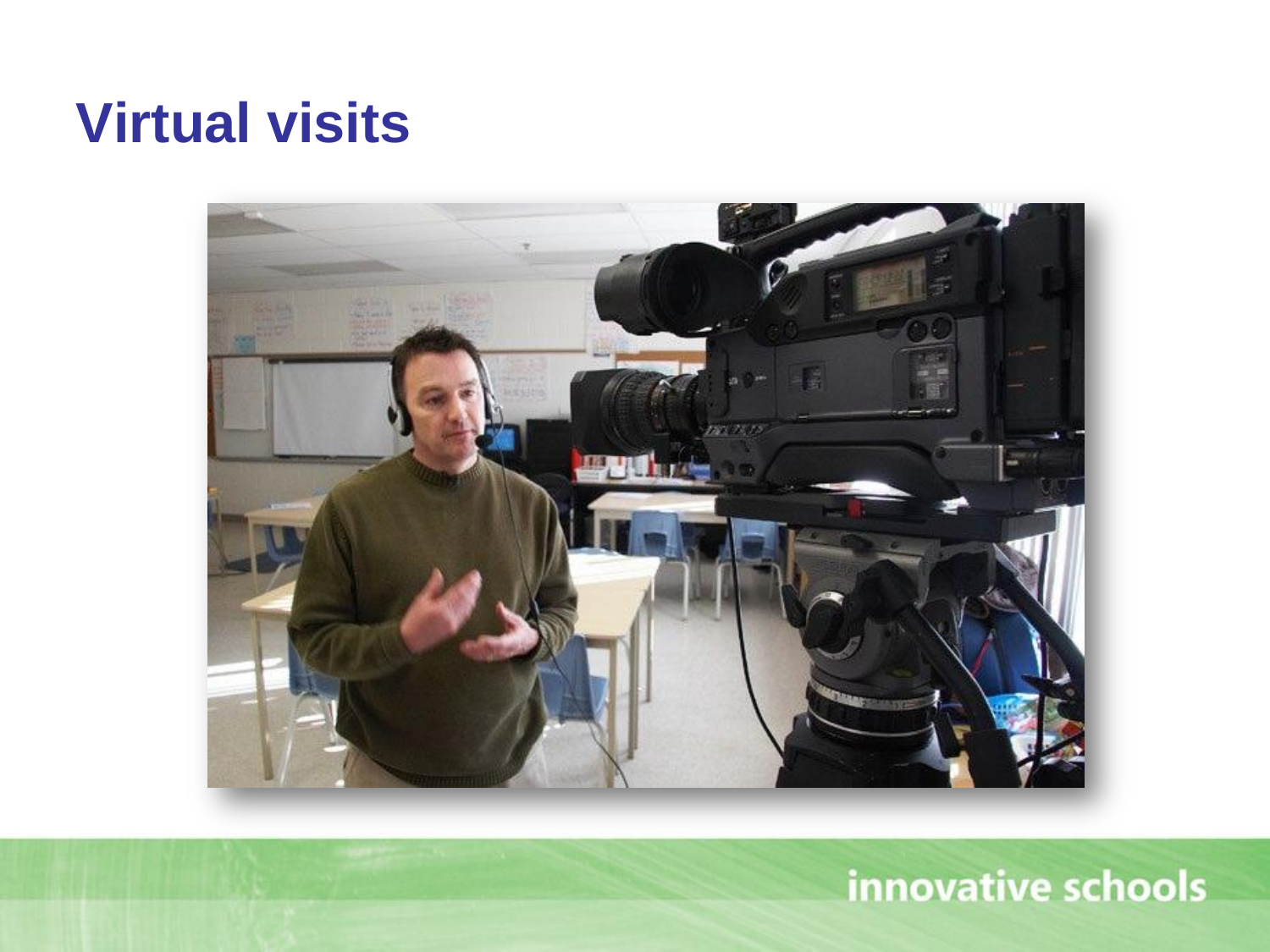# Virtual visits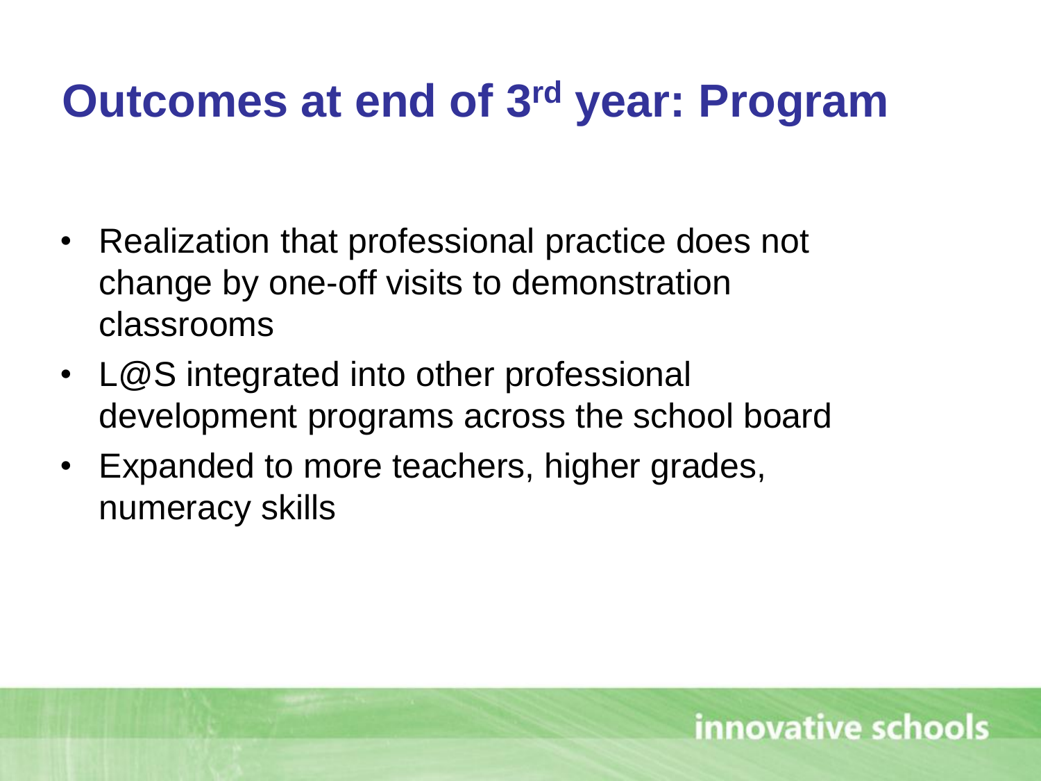# Outcomes at end of 3rd year: Program

- Realization that professional practice does not change by one-off visits to demonstration classrooms
- L@S integrated into other professional development programs across the school board
- Expanded to more teachers, higher grades, numeracy skills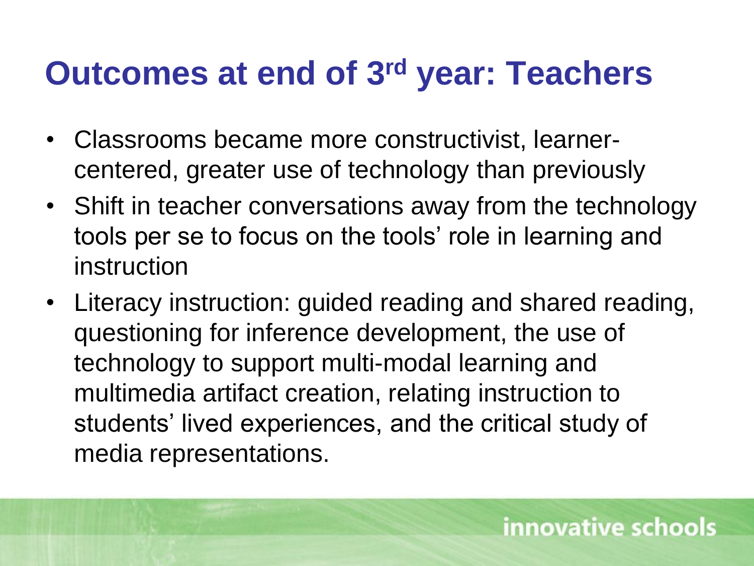# Outcomes at end of 3rd year: Teachers

- Classrooms became more constructivist, learner-centered, greater use of technology than previously
- Shift in teacher conversations away from the technology tools per se to focus on the tools' role in learning and instruction
- Literacy instruction: guided reading and shared reading, questioning for inference development, the use of technology to support multi-modal learning and multimedia artifact creation, relating instruction to students' lived experiences, and the critical study of media representations.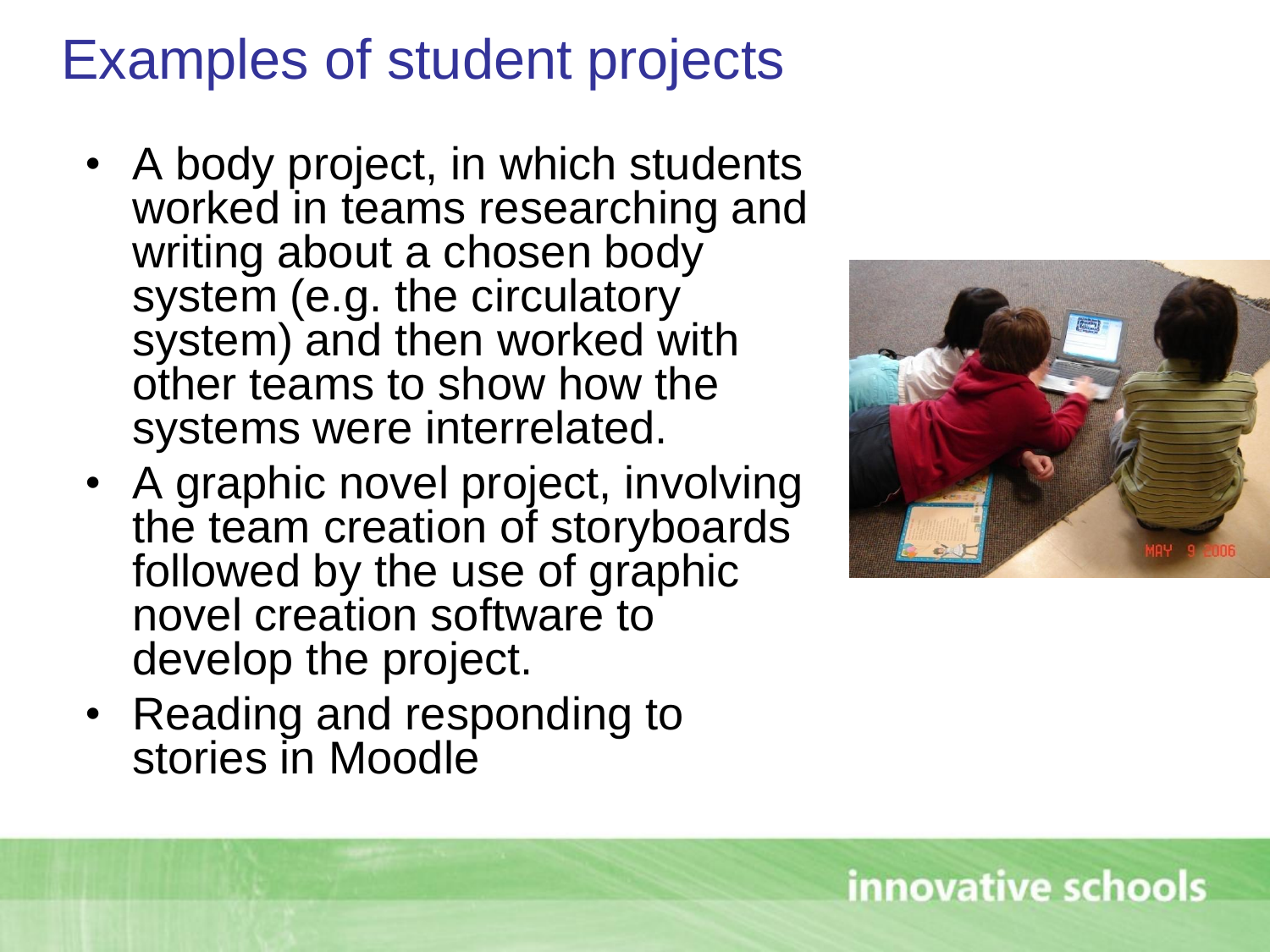# Examples of student projects

- A body project, in which students worked in teams researching and writing about a chosen body system (e.g. the circulatory system) and then worked with other teams to show how the systems were interrelated.
- A graphic novel project, involving the team creation of storyboards followed by the use of graphic novel creation software to develop the project.
- Reading and responding to stories in Moodle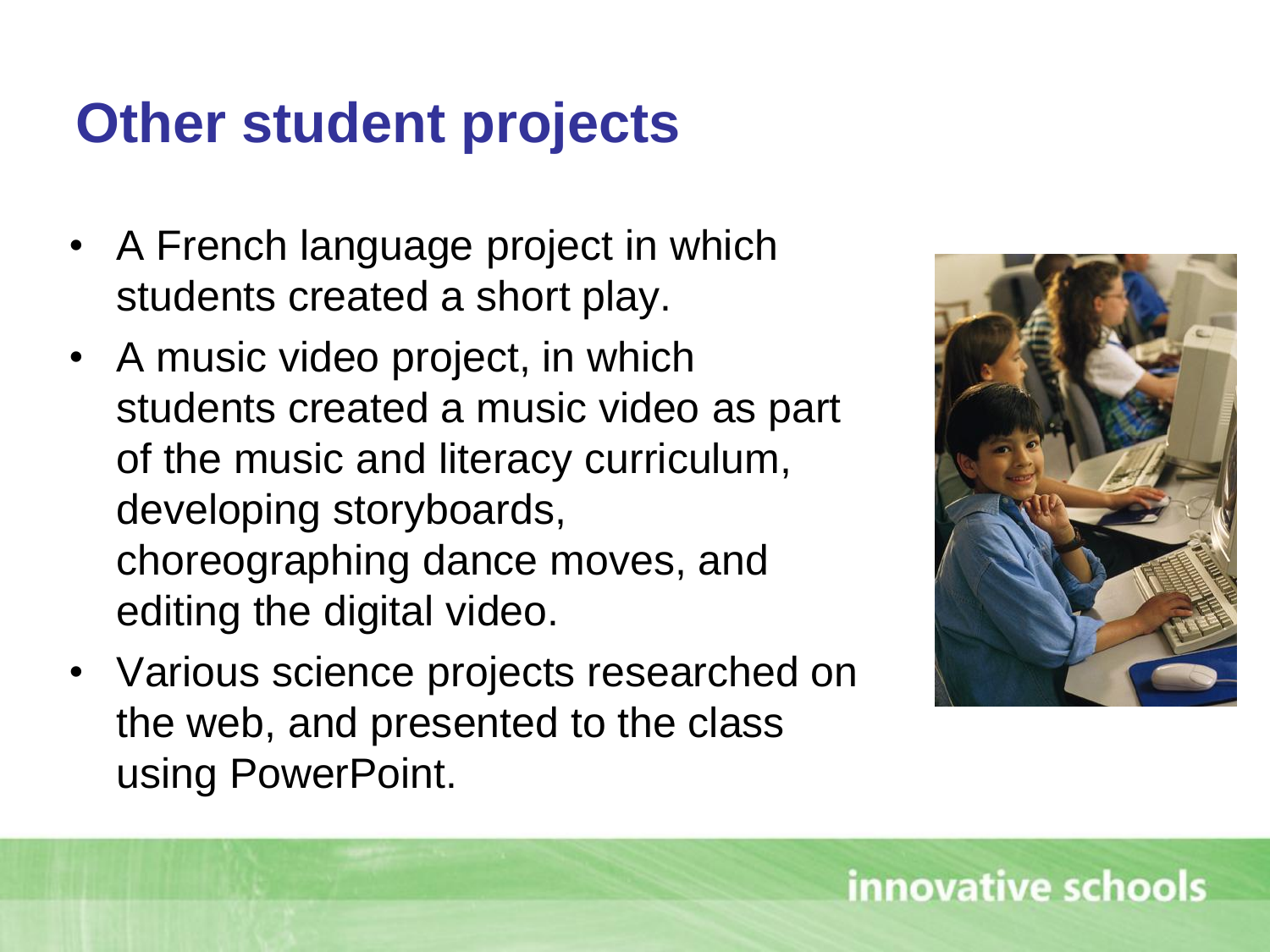# Other student projects

- A French language project in which students created a short play.
- A music video project, in which students created a music video as part of the music and literacy curriculum, developing storyboards, choreographing dance moves, and editing the digital video.
- Various science projects researched on the web, and presented to the class using PowerPoint.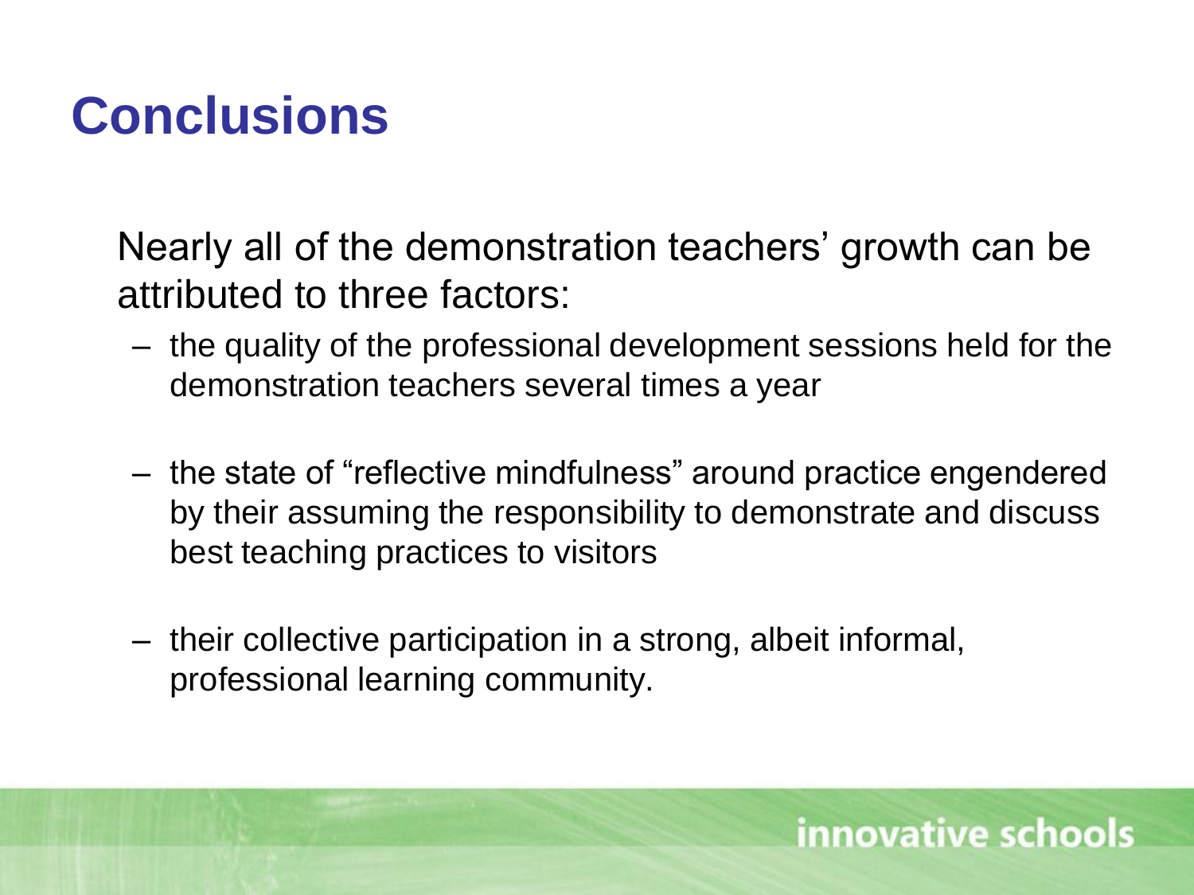# Conclusions

Nearly all of the demonstration teachers' growth can be attributed to three factors:

- the quality of the professional development sessions held for the demonstration teachers several times a year
- the state of "reflective mindfulness" around practice engendered by their assuming the responsibility to demonstrate and discuss best teaching practices to visitors
- their collective participation in a strong, albeit informal, professional learning community.